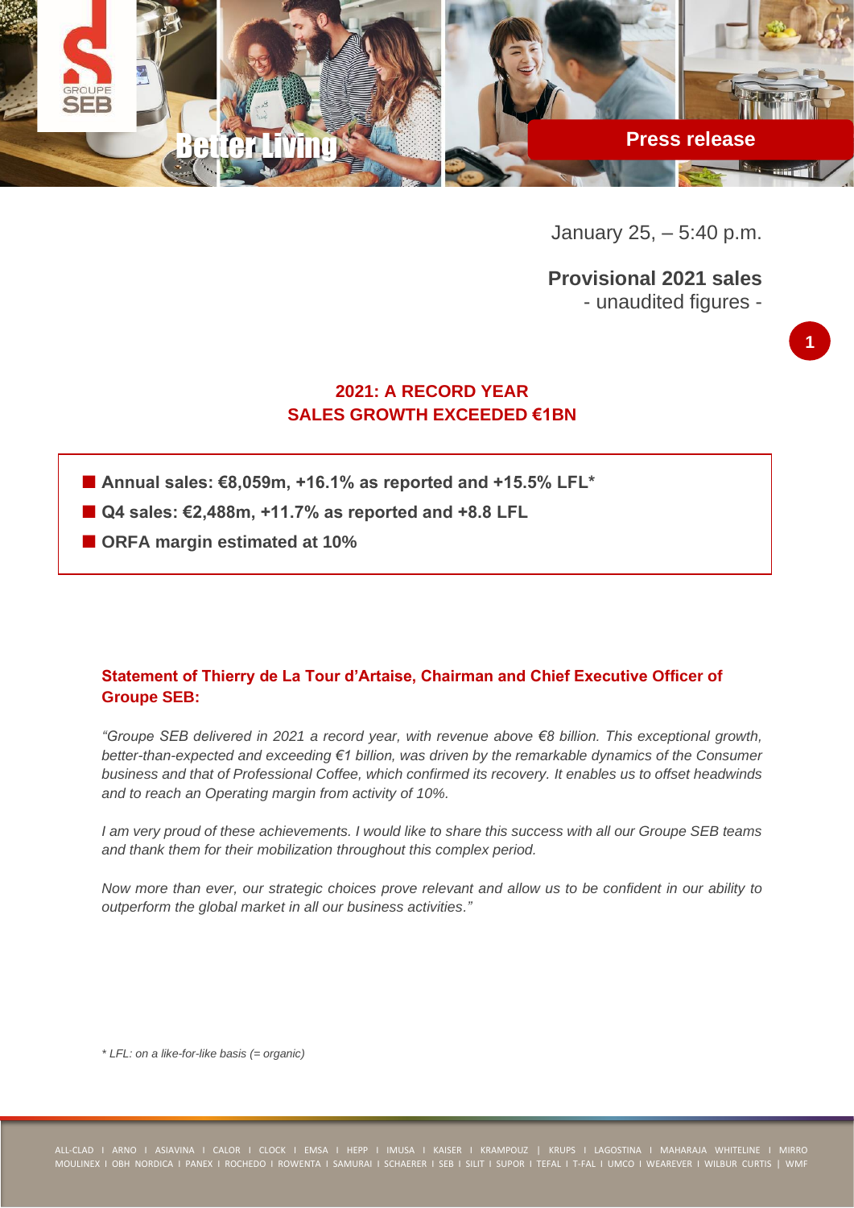Press release

January 25, – 5:40 p.m.

**Provisional 2021 sales**
- unaudited figures -

## 2021: A RECORD YEAR
## SALES GROWTH EXCEEDED €1BN

- **Annual sales: €8,059m, +16.1% as reported and +15.5% LFL***
- **Q4 sales: €2,488m, +11.7% as reported and +8.8 LFL**
- **ORFA margin estimated at 10%**

### Statement of Thierry de La Tour d'Artaise, Chairman and Chief Executive Officer of Groupe SEB:

*"Groupe SEB delivered in 2021 a record year, with revenue above €8 billion. This exceptional growth, better-than-expected and exceeding €1 billion, was driven by the remarkable dynamics of the Consumer business and that of Professional Coffee, which confirmed its recovery. It enables us to offset headwinds and to reach an Operating margin from activity of 10%.*

*I am very proud of these achievements. I would like to share this success with all our Groupe SEB teams and thank them for their mobilization throughout this complex period.*

*Now more than ever, our strategic choices prove relevant and allow us to be confident in our ability to outperform the global market in all our business activities."*

*\* LFL: on a like-for-like basis (= organic)*

ALL-CLAD I ARNO I ASIAVINA I CALOR I CLOCK I EMSA I HEPP I IMUSA I KAISER I KRAMPOUZ | KRUPS I LAGOSTINA I MAHARAJA WHITELINE I MIRRO MOULINEX I OBH NORDICA I PANEX I ROCHEDO I ROWENTA I SAMURAI I SCHAERER I SEB I SILIT I SUPOR I TEFAL I T-FAL I UMCO I WEAREVER I WILBUR CURTIS | WMF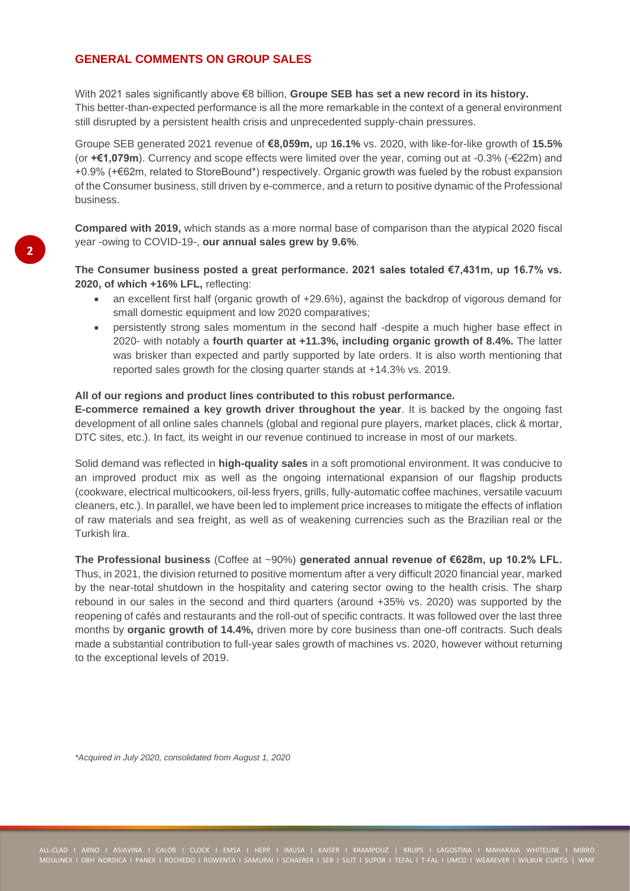## GENERAL COMMENTS ON GROUP SALES

With 2021 sales significantly above €8 billion, **Groupe SEB has set a new record in its history.** This better-than-expected performance is all the more remarkable in the context of a general environment still disrupted by a persistent health crisis and unprecedented supply-chain pressures.

Groupe SEB generated 2021 revenue of **€8,059m,** up **16.1%** vs. 2020, with like-for-like growth of **15.5%** (or **+€1,079m**). Currency and scope effects were limited over the year, coming out at -0.3% (-€22m) and +0.9% (+€62m, related to StoreBound*) respectively. Organic growth was fueled by the robust expansion of the Consumer business, still driven by e-commerce, and a return to positive dynamic of the Professional business.

**Compared with 2019,** which stands as a more normal base of comparison than the atypical 2020 fiscal year -owing to COVID-19-, **our annual sales grew by 9.6%**.

**The Consumer business posted a great performance. 2021 sales totaled €7,431m, up 16.7% vs. 2020, of which +16% LFL,** reflecting:

- an excellent first half (organic growth of +29.6%), against the backdrop of vigorous demand for small domestic equipment and low 2020 comparatives;
- persistently strong sales momentum in the second half -despite a much higher base effect in 2020- with notably a **fourth quarter at +11.3%, including organic growth of 8.4%.** The latter was brisker than expected and partly supported by late orders. It is also worth mentioning that reported sales growth for the closing quarter stands at +14.3% vs. 2019.

**All of our regions and product lines contributed to this robust performance.**
**E-commerce remained a key growth driver throughout the year**. It is backed by the ongoing fast development of all online sales channels (global and regional pure players, market places, click & mortar, DTC sites, etc.). In fact, its weight in our revenue continued to increase in most of our markets.

Solid demand was reflected in **high-quality sales** in a soft promotional environment. It was conducive to an improved product mix as well as the ongoing international expansion of our flagship products (cookware, electrical multicookers, oil-less fryers, grills, fully-automatic coffee machines, versatile vacuum cleaners, etc.). In parallel, we have been led to implement price increases to mitigate the effects of inflation of raw materials and sea freight, as well as of weakening currencies such as the Brazilian real or the Turkish lira.

**The Professional business** (Coffee at ~90%) **generated annual revenue of €628m, up 10.2% LFL.** Thus, in 2021, the division returned to positive momentum after a very difficult 2020 financial year, marked by the near-total shutdown in the hospitality and catering sector owing to the health crisis. The sharp rebound in our sales in the second and third quarters (around +35% vs. 2020) was supported by the reopening of cafés and restaurants and the roll-out of specific contracts. It was followed over the last three months by **organic growth of 14.4%,** driven more by core business than one-off contracts. Such deals made a substantial contribution to full-year sales growth of machines vs. 2020, however without returning to the exceptional levels of 2019.

*\*Acquired in July 2020, consolidated from August 1, 2020*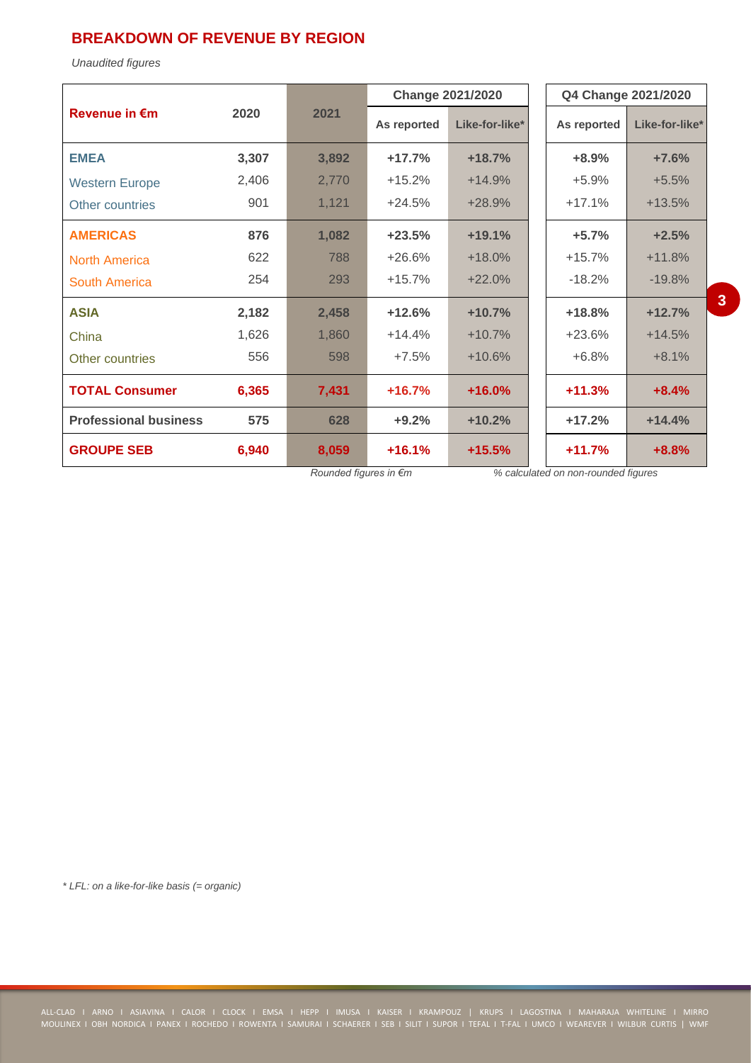## BREAKDOWN OF REVENUE BY REGION

*Unaudited figures*

| Revenue in €m | 2020 | 2021 | Change 2021/2020 | | Q4 Change 2021/2020 | |
|---|---|---|---|---|---|---|
| | | | As reported | Like-for-like* | As reported | Like-for-like* |
| **EMEA** | **3,307** | **3,892** | **+17.7%** | **+18.7%** | **+8.9%** | **+7.6%** |
| Western Europe | 2,406 | 2,770 | +15.2% | +14.9% | +5.9% | +5.5% |
| Other countries | 901 | 1,121 | +24.5% | +28.9% | +17.1% | +13.5% |
| **AMERICAS** | **876** | **1,082** | **+23.5%** | **+19.1%** | **+5.7%** | **+2.5%** |
| North America | 622 | 788 | +26.6% | +18.0% | +15.7% | +11.8% |
| South America | 254 | 293 | +15.7% | +22.0% | -18.2% | -19.8% |
| **ASIA** | **2,182** | **2,458** | **+12.6%** | **+10.7%** | **+18.8%** | **+12.7%** |
| China | 1,626 | 1,860 | +14.4% | +10.7% | +23.6% | +14.5% |
| Other countries | 556 | 598 | +7.5% | +10.6% | +6.8% | +8.1% |
| **TOTAL Consumer** | **6,365** | **7,431** | **+16.7%** | **+16.0%** | **+11.3%** | **+8.4%** |
| **Professional business** | **575** | **628** | **+9.2%** | **+10.2%** | **+17.2%** | **+14.4%** |
| **GROUPE SEB** | **6,940** | **8,059** | **+16.1%** | **+15.5%** | **+11.7%** | **+8.8%** |

*Rounded figures in €m* *% calculated on non-rounded figures*

* LFL: on a like-for-like basis (= organic)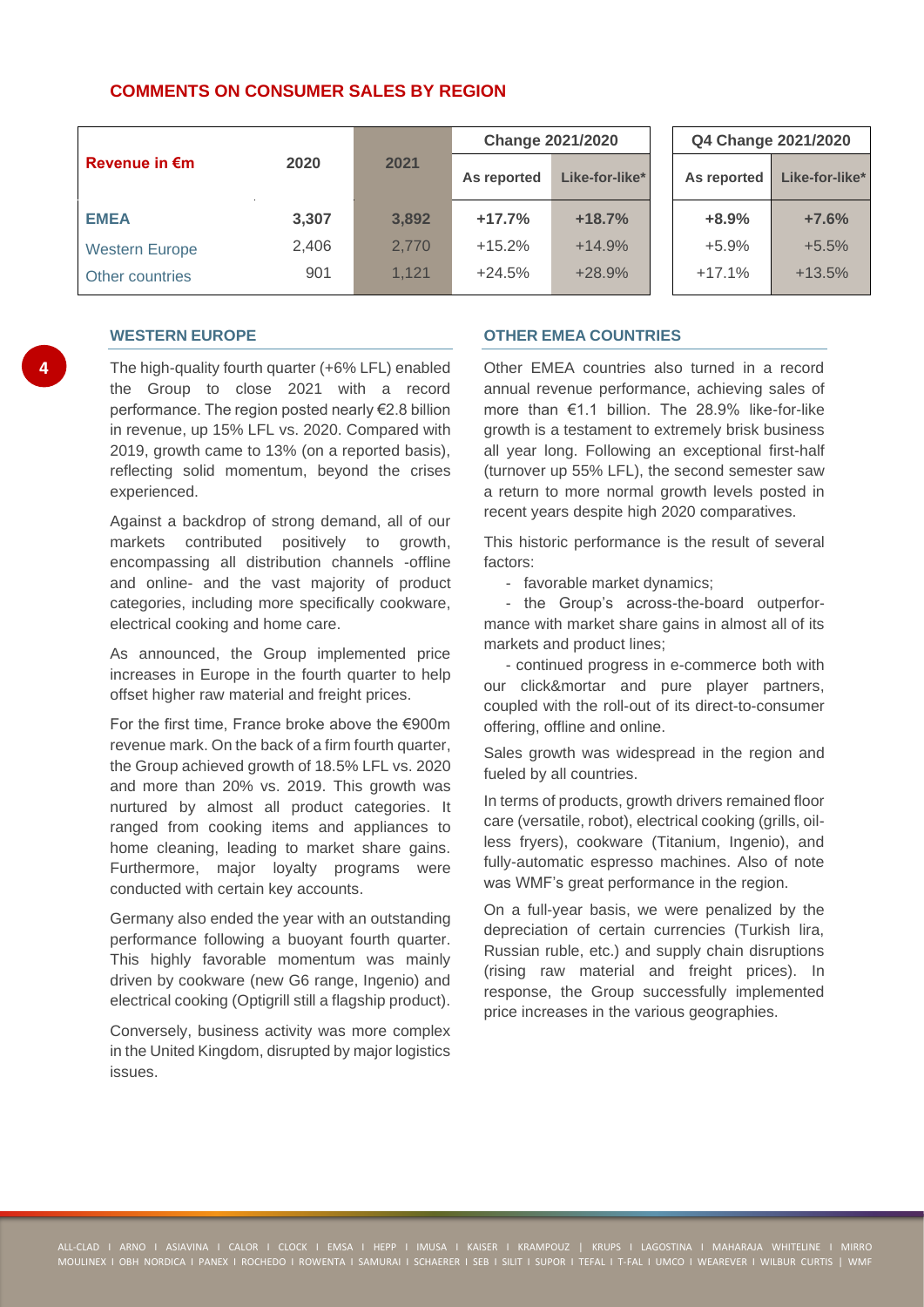## COMMENTS ON CONSUMER SALES BY REGION

| Revenue in €m | 2020 | 2021 | Change 2021/2020 | | Q4 Change 2021/2020 | |
|---|---|---|---|---|---|---|
| | | | As reported | Like-for-like* | As reported | Like-for-like* |
| **EMEA** | **3,307** | **3,892** | **+17.7%** | **+18.7%** | **+8.9%** | **+7.6%** |
| Western Europe | 2,406 | 2,770 | +15.2% | +14.9% | +5.9% | +5.5% |
| Other countries | 901 | 1,121 | +24.5% | +28.9% | +17.1% | +13.5% |

### WESTERN EUROPE

The high-quality fourth quarter (+6% LFL) enabled the Group to close 2021 with a record performance. The region posted nearly €2.8 billion in revenue, up 15% LFL vs. 2020. Compared with 2019, growth came to 13% (on a reported basis), reflecting solid momentum, beyond the crises experienced.

Against a backdrop of strong demand, all of our markets contributed positively to growth, encompassing all distribution channels -offline and online- and the vast majority of product categories, including more specifically cookware, electrical cooking and home care.

As announced, the Group implemented price increases in Europe in the fourth quarter to help offset higher raw material and freight prices.

For the first time, France broke above the €900m revenue mark. On the back of a firm fourth quarter, the Group achieved growth of 18.5% LFL vs. 2020 and more than 20% vs. 2019. This growth was nurtured by almost all product categories. It ranged from cooking items and appliances to home cleaning, leading to market share gains. Furthermore, major loyalty programs were conducted with certain key accounts.

Germany also ended the year with an outstanding performance following a buoyant fourth quarter. This highly favorable momentum was mainly driven by cookware (new G6 range, Ingenio) and electrical cooking (Optigrill still a flagship product).

Conversely, business activity was more complex in the United Kingdom, disrupted by major logistics issues.

### OTHER EMEA COUNTRIES

Other EMEA countries also turned in a record annual revenue performance, achieving sales of more than €1.1 billion. The 28.9% like-for-like growth is a testament to extremely brisk business all year long. Following an exceptional first-half (turnover up 55% LFL), the second semester saw a return to more normal growth levels posted in recent years despite high 2020 comparatives.

This historic performance is the result of several factors:

- favorable market dynamics;
- the Group's across-the-board outperformance with market share gains in almost all of its markets and product lines;
- continued progress in e-commerce both with our click&mortar and pure player partners, coupled with the roll-out of its direct-to-consumer offering, offline and online.

Sales growth was widespread in the region and fueled by all countries.

In terms of products, growth drivers remained floor care (versatile, robot), electrical cooking (grills, oil-less fryers), cookware (Titanium, Ingenio), and fully-automatic espresso machines. Also of note was WMF's great performance in the region.

On a full-year basis, we were penalized by the depreciation of certain currencies (Turkish lira, Russian ruble, etc.) and supply chain disruptions (rising raw material and freight prices). In response, the Group successfully implemented price increases in the various geographies.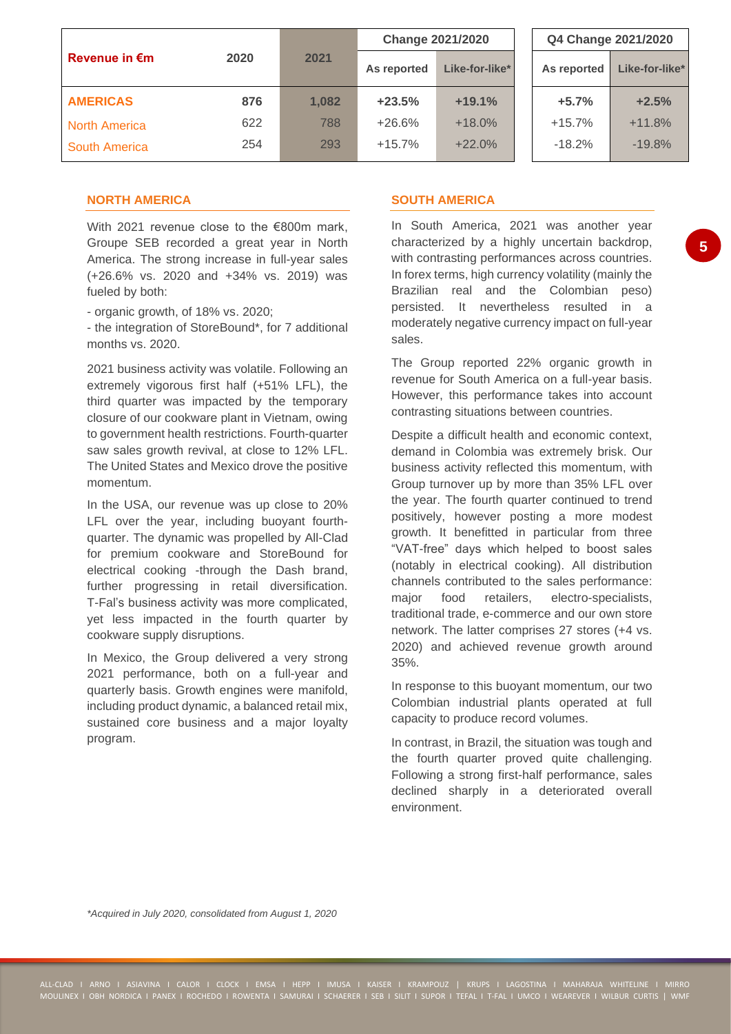| Revenue in €m | 2020 | 2021 | Change 2021/2020 | | Q4 Change 2021/2020 | |
|---|---|---|---|---|---|---|
| | | | As reported | Like-for-like* | As reported | Like-for-like* |
| **AMERICAS** | **876** | **1,082** | **+23.5%** | **+19.1%** | **+5.7%** | **+2.5%** |
| North America | 622 | 788 | +26.6% | +18.0% | +15.7% | +11.8% |
| South America | 254 | 293 | +15.7% | +22.0% | -18.2% | -19.8% |

## NORTH AMERICA

With 2021 revenue close to the €800m mark, Groupe SEB recorded a great year in North America. The strong increase in full-year sales (+26.6% vs. 2020 and +34% vs. 2019) was fueled by both:

- organic growth, of 18% vs. 2020;
- the integration of StoreBound*, for 7 additional months vs. 2020.

2021 business activity was volatile. Following an extremely vigorous first half (+51% LFL), the third quarter was impacted by the temporary closure of our cookware plant in Vietnam, owing to government health restrictions. Fourth-quarter saw sales growth revival, at close to 12% LFL. The United States and Mexico drove the positive momentum.

In the USA, our revenue was up close to 20% LFL over the year, including buoyant fourth-quarter. The dynamic was propelled by All-Clad for premium cookware and StoreBound for electrical cooking -through the Dash brand, further progressing in retail diversification. T-Fal's business activity was more complicated, yet less impacted in the fourth quarter by cookware supply disruptions.

In Mexico, the Group delivered a very strong 2021 performance, both on a full-year and quarterly basis. Growth engines were manifold, including product dynamic, a balanced retail mix, sustained core business and a major loyalty program.

## SOUTH AMERICA

In South America, 2021 was another year characterized by a highly uncertain backdrop, with contrasting performances across countries. In forex terms, high currency volatility (mainly the Brazilian real and the Colombian peso) persisted. It nevertheless resulted in a moderately negative currency impact on full-year sales.

The Group reported 22% organic growth in revenue for South America on a full-year basis. However, this performance takes into account contrasting situations between countries.

Despite a difficult health and economic context, demand in Colombia was extremely brisk. Our business activity reflected this momentum, with Group turnover up by more than 35% LFL over the year. The fourth quarter continued to trend positively, however posting a more modest growth. It benefitted in particular from three "VAT-free" days which helped to boost sales (notably in electrical cooking). All distribution channels contributed to the sales performance: major food retailers, electro-specialists, traditional trade, e-commerce and our own store network. The latter comprises 27 stores (+4 vs. 2020) and achieved revenue growth around 35%.

In response to this buoyant momentum, our two Colombian industrial plants operated at full capacity to produce record volumes.

In contrast, in Brazil, the situation was tough and the fourth quarter proved quite challenging. Following a strong first-half performance, sales declined sharply in a deteriorated overall environment.

*Acquired in July 2020, consolidated from August 1, 2020*

ALL-CLAD I ARNO I ASIAVINA I CALOR I CLOCK I EMSA I HEPP I IMUSA I KAISER I KRAMPOUZ | KRUPS I LAGOSTINA I MAHARAJA WHITELINE I MIRRO MOULINEX I OBH NORDICA I PANEX I ROCHEDO I ROWENTA I SAMURAI I SCHAERER I SEB I SILIT I SUPOR I TEFAL I T-FAL I UMCO I WEAREVER I WILBUR CURTIS | WMF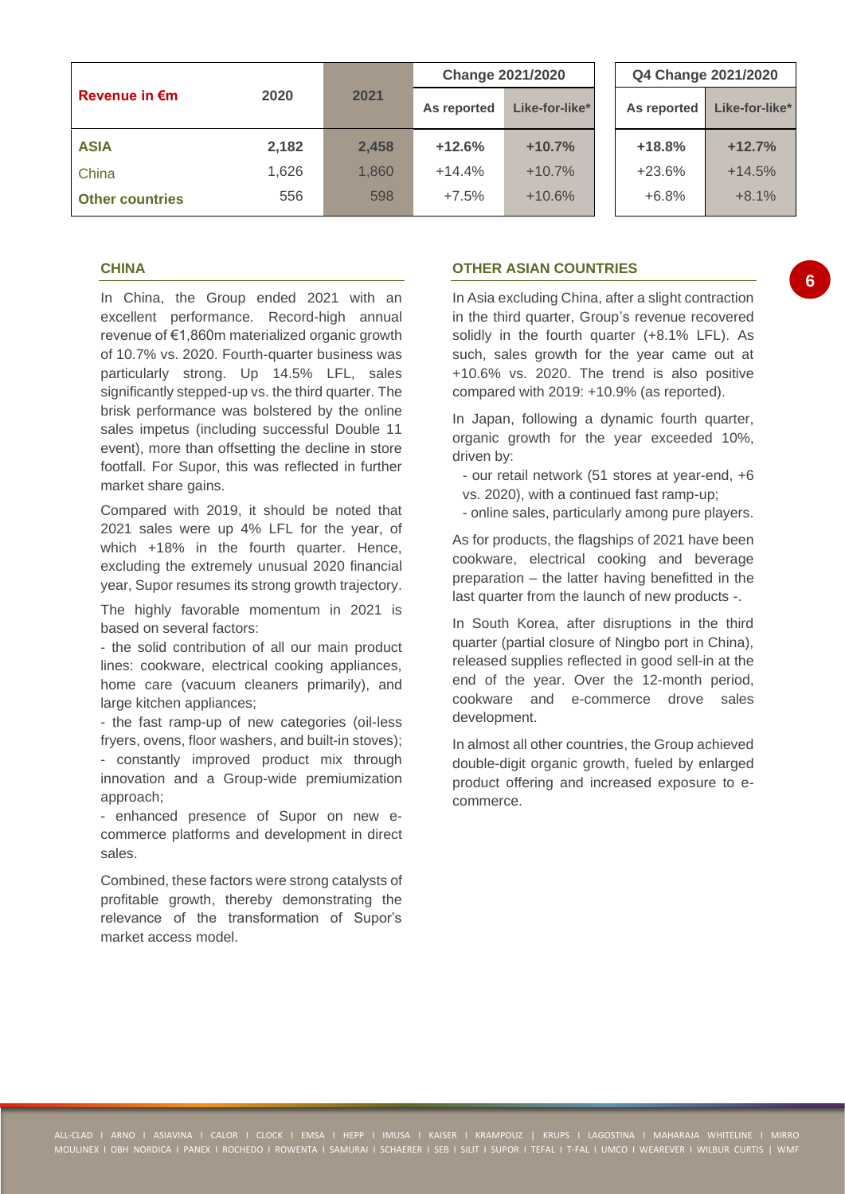| Revenue in €m | 2020 | 2021 | Change 2021/2020 | | Q4 Change 2021/2020 | |
|---|---|---|---|---|---|---|
| | | | As reported | Like-for-like* | As reported | Like-for-like* |
| **ASIA** | **2,182** | **2,458** | **+12.6%** | **+10.7%** | **+18.8%** | **+12.7%** |
| China | 1,626 | 1,860 | +14.4% | +10.7% | +23.6% | +14.5% |
| **Other countries** | 556 | 598 | +7.5% | +10.6% | +6.8% | +8.1% |

## CHINA

In China, the Group ended 2021 with an excellent performance. Record-high annual revenue of €1,860m materialized organic growth of 10.7% vs. 2020. Fourth-quarter business was particularly strong. Up 14.5% LFL, sales significantly stepped-up vs. the third quarter. The brisk performance was bolstered by the online sales impetus (including successful Double 11 event), more than offsetting the decline in store footfall. For Supor, this was reflected in further market share gains.

Compared with 2019, it should be noted that 2021 sales were up 4% LFL for the year, of which +18% in the fourth quarter. Hence, excluding the extremely unusual 2020 financial year, Supor resumes its strong growth trajectory.

The highly favorable momentum in 2021 is based on several factors:

- the solid contribution of all our main product lines: cookware, electrical cooking appliances, home care (vacuum cleaners primarily), and large kitchen appliances;
- the fast ramp-up of new categories (oil-less fryers, ovens, floor washers, and built-in stoves);
- constantly improved product mix through innovation and a Group-wide premiumization approach;
- enhanced presence of Supor on new e-commerce platforms and development in direct sales.

Combined, these factors were strong catalysts of profitable growth, thereby demonstrating the relevance of the transformation of Supor's market access model.

## OTHER ASIAN COUNTRIES

In Asia excluding China, after a slight contraction in the third quarter, Group's revenue recovered solidly in the fourth quarter (+8.1% LFL). As such, sales growth for the year came out at +10.6% vs. 2020. The trend is also positive compared with 2019: +10.9% (as reported).

In Japan, following a dynamic fourth quarter, organic growth for the year exceeded 10%, driven by:

- our retail network (51 stores at year-end, +6 vs. 2020), with a continued fast ramp-up;
- online sales, particularly among pure players.

As for products, the flagships of 2021 have been cookware, electrical cooking and beverage preparation – the latter having benefitted in the last quarter from the launch of new products -.

In South Korea, after disruptions in the third quarter (partial closure of Ningbo port in China), released supplies reflected in good sell-in at the end of the year. Over the 12-month period, cookware and e-commerce drove sales development.

In almost all other countries, the Group achieved double-digit organic growth, fueled by enlarged product offering and increased exposure to e-commerce.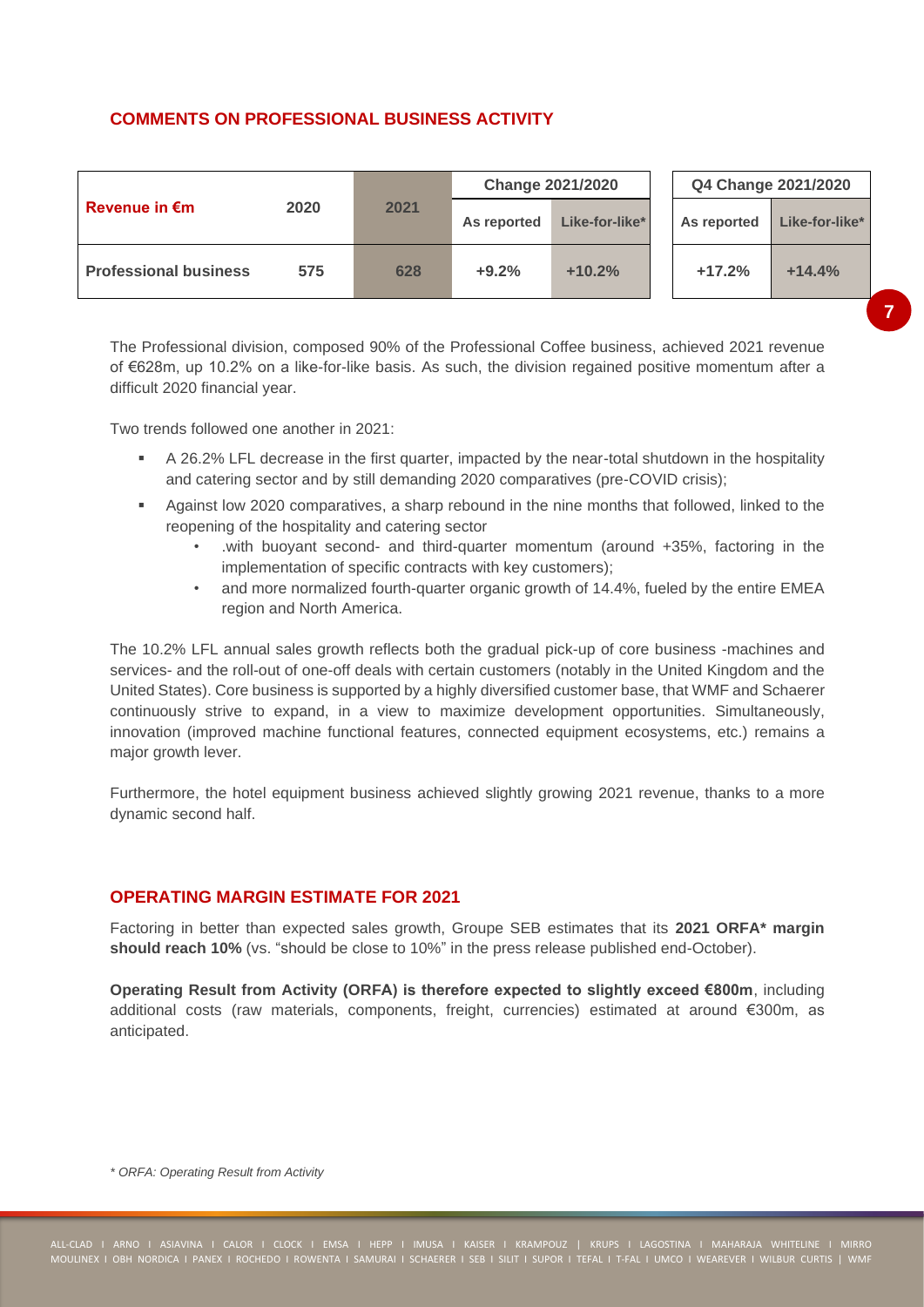## COMMENTS ON PROFESSIONAL BUSINESS ACTIVITY

| Revenue in €m | 2020 | 2021 | Change 2021/2020 | | Q4 Change 2021/2020 | |
|---|---|---|---|---|---|---|
| | | | As reported | Like-for-like* | As reported | Like-for-like* |
| Professional business | 575 | 628 | +9.2% | +10.2% | +17.2% | +14.4% |

The Professional division, composed 90% of the Professional Coffee business, achieved 2021 revenue of €628m, up 10.2% on a like-for-like basis. As such, the division regained positive momentum after a difficult 2020 financial year.

Two trends followed one another in 2021:

- A 26.2% LFL decrease in the first quarter, impacted by the near-total shutdown in the hospitality and catering sector and by still demanding 2020 comparatives (pre-COVID crisis);
- Against low 2020 comparatives, a sharp rebound in the nine months that followed, linked to the reopening of the hospitality and catering sector
  - .with buoyant second- and third-quarter momentum (around +35%, factoring in the implementation of specific contracts with key customers);
  - and more normalized fourth-quarter organic growth of 14.4%, fueled by the entire EMEA region and North America.

The 10.2% LFL annual sales growth reflects both the gradual pick-up of core business -machines and services- and the roll-out of one-off deals with certain customers (notably in the United Kingdom and the United States). Core business is supported by a highly diversified customer base, that WMF and Schaerer continuously strive to expand, in a view to maximize development opportunities. Simultaneously, innovation (improved machine functional features, connected equipment ecosystems, etc.) remains a major growth lever.

Furthermore, the hotel equipment business achieved slightly growing 2021 revenue, thanks to a more dynamic second half.

## OPERATING MARGIN ESTIMATE FOR 2021

Factoring in better than expected sales growth, Groupe SEB estimates that its **2021 ORFA* margin should reach 10%** (vs. "should be close to 10%" in the press release published end-October).

**Operating Result from Activity (ORFA) is therefore expected to slightly exceed €800m**, including additional costs (raw materials, components, freight, currencies) estimated at around €300m, as anticipated.

*\* ORFA: Operating Result from Activity*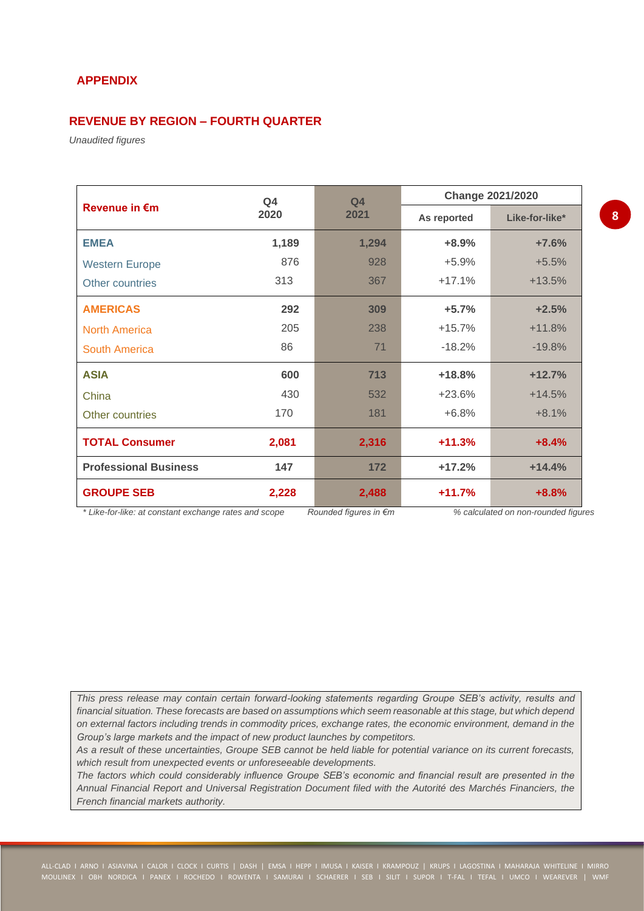## APPENDIX

### REVENUE BY REGION – FOURTH QUARTER

*Unaudited figures*

| Revenue in €m | Q4 2020 | Q4 2021 | Change 2021/2020 | |
|---|---|---|---|---|
| | | | As reported | Like-for-like* |
| **EMEA** | **1,189** | **1,294** | **+8.9%** | **+7.6%** |
| Western Europe | 876 | 928 | +5.9% | +5.5% |
| Other countries | 313 | 367 | +17.1% | +13.5% |
| **AMERICAS** | **292** | **309** | **+5.7%** | **+2.5%** |
| North America | 205 | 238 | +15.7% | +11.8% |
| South America | 86 | 71 | -18.2% | -19.8% |
| **ASIA** | **600** | **713** | **+18.8%** | **+12.7%** |
| China | 430 | 532 | +23.6% | +14.5% |
| Other countries | 170 | 181 | +6.8% | +8.1% |
| **TOTAL Consumer** | **2,081** | **2,316** | **+11.3%** | **+8.4%** |
| **Professional Business** | **147** | **172** | **+17.2%** | **+14.4%** |
| **GROUPE SEB** | **2,228** | **2,488** | **+11.7%** | **+8.8%** |

*\* Like-for-like: at constant exchange rates and scope* *Rounded figures in €m* *% calculated on non-rounded figures*

*This press release may contain certain forward-looking statements regarding Groupe SEB's activity, results and financial situation. These forecasts are based on assumptions which seem reasonable at this stage, but which depend on external factors including trends in commodity prices, exchange rates, the economic environment, demand in the Group's large markets and the impact of new product launches by competitors.*
*As a result of these uncertainties, Groupe SEB cannot be held liable for potential variance on its current forecasts, which result from unexpected events or unforeseeable developments.*
*The factors which could considerably influence Groupe SEB's economic and financial result are presented in the Annual Financial Report and Universal Registration Document filed with the Autorité des Marchés Financiers, the French financial markets authority.*

ALL-CLAD I ARNO I ASIAVINA I CALOR I CLOCK I CURTIS | DASH | EMSA I HEPP I IMUSA I KAISER I KRAMPOUZ | KRUPS I LAGOSTINA I MAHARAJA WHITELINE I MIRRO MOULINEX I OBH NORDICA I PANEX I ROCHEDO I ROWENTA I SAMURAI I SCHAERER I SEB I SILIT I SUPOR I T-FAL I TEFAL I UMCO I WEAREVER | WMF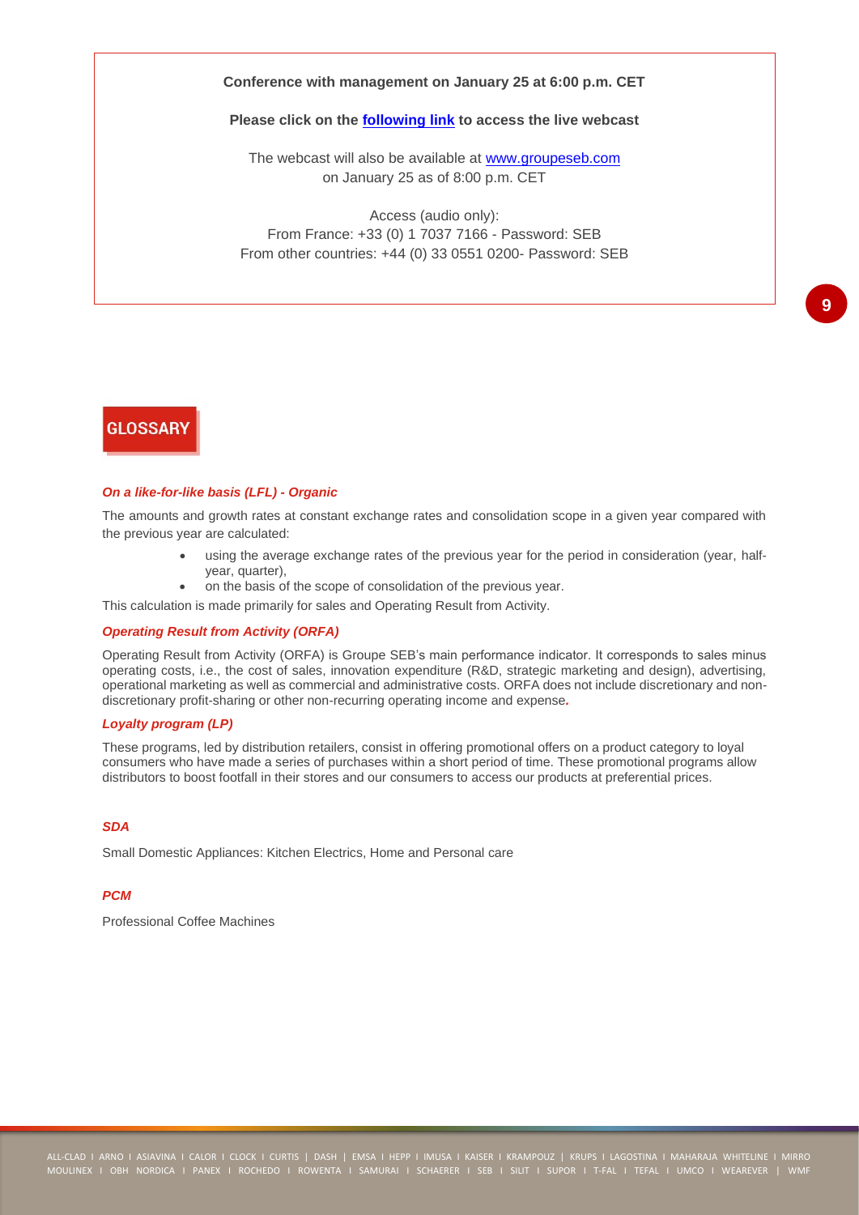**Conference with management on January 25 at 6:00 p.m. CET**

**Please click on the following link to access the live webcast**

The webcast will also be available at www.groupeseb.com on January 25 as of 8:00 p.m. CET

Access (audio only):
From France: +33 (0) 1 7037 7166 - Password: SEB
From other countries: +44 (0) 33 0551 0200- Password: SEB

## GLOSSARY

### *On a like-for-like basis (LFL) - Organic*

The amounts and growth rates at constant exchange rates and consolidation scope in a given year compared with the previous year are calculated:

- using the average exchange rates of the previous year for the period in consideration (year, half-year, quarter),
- on the basis of the scope of consolidation of the previous year.

This calculation is made primarily for sales and Operating Result from Activity.

### *Operating Result from Activity (ORFA)*

Operating Result from Activity (ORFA) is Groupe SEB's main performance indicator. It corresponds to sales minus operating costs, i.e., the cost of sales, innovation expenditure (R&D, strategic marketing and design), advertising, operational marketing as well as commercial and administrative costs. ORFA does not include discretionary and non-discretionary profit-sharing or other non-recurring operating income and expense.

### *Loyalty program (LP)*

These programs, led by distribution retailers, consist in offering promotional offers on a product category to loyal consumers who have made a series of purchases within a short period of time. These promotional programs allow distributors to boost footfall in their stores and our consumers to access our products at preferential prices.

### *SDA*

Small Domestic Appliances: Kitchen Electrics, Home and Personal care

### *PCM*

Professional Coffee Machines

ALL-CLAD I ARNO I ASIAVINA I CALOR I CLOCK I CURTIS | DASH | EMSA I HEPP I IMUSA I KAISER I KRAMPOUZ | KRUPS I LAGOSTINA I MAHARAJA WHITELINE I MIRRO
MOULINEX I OBH NORDICA I PANEX I ROCHEDO I ROWENTA I SAMURAI I SCHAERER I SEB I SILIT I SUPOR I T-FAL I TEFAL I UMCO I WEAREVER | WMF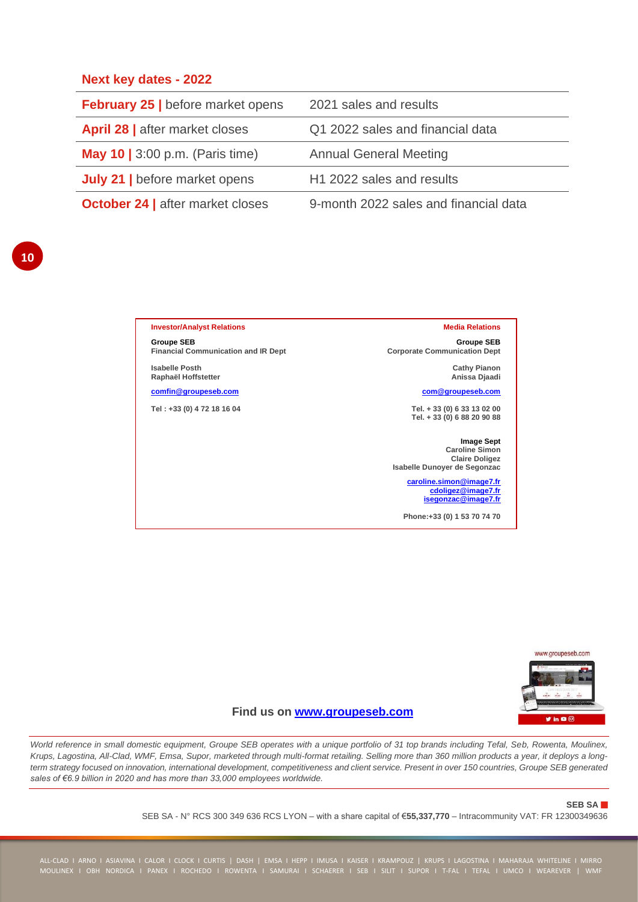## Next key dates - 2022

| | |
|---|---|
| **February 25 \|** before market opens | 2021 sales and results |
| **April 28 \|** after market closes | Q1 2022 sales and financial data |
| **May 10 \|** 3:00 p.m. (Paris time) | Annual General Meeting |
| **July 21 \|** before market opens | H1 2022 sales and results |
| **October 24 \|** after market closes | 9-month 2022 sales and financial data |

**Investor/Analyst Relations**

**Groupe SEB**
**Financial Communication and IR Dept**

**Isabelle Posth**
**Raphaël Hoffstetter**

**comfin@groupeseb.com**

**Tel : +33 (0) 4 72 18 16 04**

**Media Relations**

**Groupe SEB**
**Corporate Communication Dept**

**Cathy Pianon**
**Anissa Djaadi**

**com@groupeseb.com**

**Tel. + 33 (0) 6 33 13 02 00**
**Tel. + 33 (0) 6 88 20 90 88**

**Image Sept**
**Caroline Simon**
**Claire Doligez**
**Isabelle Dunoyer de Segonzac**

**caroline.simon@image7.fr**
**cdoligez@image7.fr**
**isegonzac@image7.fr**

**Phone:+33 (0) 1 53 70 74 70**

www.groupeseb.com

**Find us on www.groupeseb.com**

*World reference in small domestic equipment, Groupe SEB operates with a unique portfolio of 31 top brands including Tefal, Seb, Rowenta, Moulinex, Krups, Lagostina, All-Clad, WMF, Emsa, Supor, marketed through multi-format retailing. Selling more than 360 million products a year, it deploys a long-term strategy focused on innovation, international development, competitiveness and client service. Present in over 150 countries, Groupe SEB generated sales of €6.9 billion in 2020 and has more than 33,000 employees worldwide.*

**SEB SA**

SEB SA - N° RCS 300 349 636 RCS LYON – with a share capital of €**55,337,770** – Intracommunity VAT: FR 12300349636

ALL-CLAD I ARNO I ASIAVINA I CALOR I CLOCK I CURTIS | DASH | EMSA I HEPP I IMUSA I KAISER I KRAMPOUZ | KRUPS I LAGOSTINA I MAHARAJA WHITELINE I MIRRO MOULINEX I OBH NORDICA I PANEX I ROCHEDO I ROWENTA I SAMURAI I SCHAERER I SEB I SILIT I SUPOR I T-FAL I TEFAL I UMCO I WEAREVER | WMF